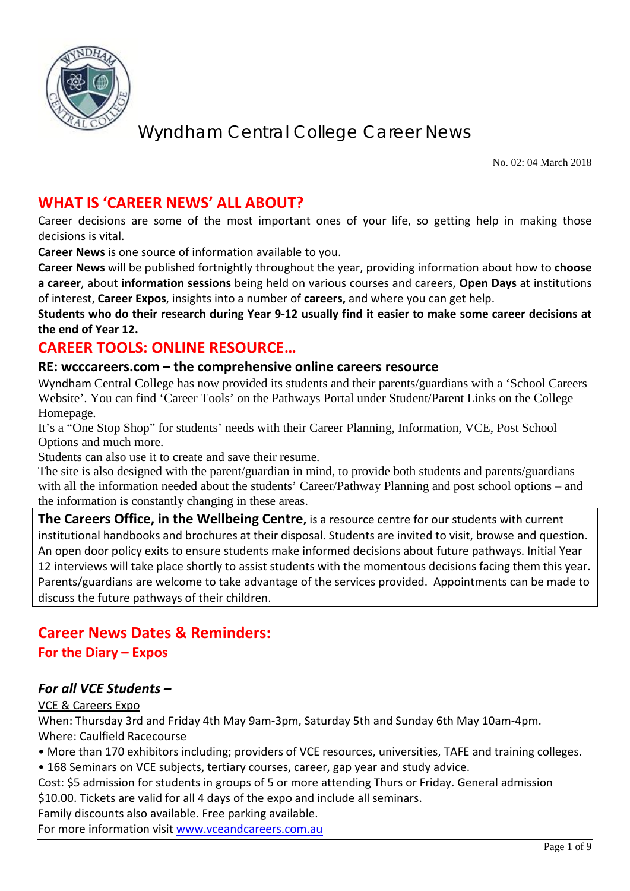# Wyndham Central College Career News

No. 02: 04 March 2018

## WHAT IS 'CAREER NEWS' ALL ABOUT?

Career decisions are some of the most important ones of your life, so getting help in making those decisions is vital.

**Career News** is one source of information available to you.

**Career News** will be published fortnightly throughout the year, providing information about how to **choose a career**, about **information sessions** being held on various courses and careers, **Open Days** at institutions of interest, **Career Expos**, insights into a number of **careers,** and where you can get help.

**Students who do their research during Year 9-12 usually find it easier to make some career decisions at the end of Year 12.**

## CAREER TOOLS: ONLINE RESOURCE…

### RE: wcccareers.com – the comprehensive online careers resource

Wyndham Central College has now provided its students and their parents/guardians with a 'School Careers Website'. You can find 'Career Tools' on the Pathways Portal under Student/Parent Links on the College Homepage.

It's a "One Stop Shop" for students' needs with their Career Planning, Information, VCE, Post School Options and much more.

Students can also use it to create and save their resume.

The site is also designed with the parent/guardian in mind, to provide both students and parents/guardians with all the information needed about the students' Career/Pathway Planning and post school options – and the information is constantly changing in these areas.

**The Careers Office, in the Wellbeing Centre,** is a resource centre for our students with current institutional handbooks and brochures at their disposal. Students are invited to visit, browse and question. An open door policy exits to ensure students make informed decisions about future pathways. Initial Year 12 interviews will take place shortly to assist students with the momentous decisions facing them this year. Parents/guardians are welcome to take advantage of the services provided. Appointments can be made to discuss the future pathways of their children.

## Career News Dates & Reminders:

### For the Diary – Expos

### *For all VCE Students –*

VCE & Careers Expo

When: Thursday 3rd and Friday 4th May 9am-3pm, Saturday 5th and Sunday 6th May 10am-4pm.

Where: Caulfield Racecourse

- More than 170 exhibitors including; providers of VCE resources, universities, TAFE and training colleges.
- 168 Seminars on VCE subjects, tertiary courses, career, gap year and study advice.

Cost: $5 admission for students in groups of 5 or more attending Thurs or Friday. General admission $10.00. Tickets are valid for all 4 days of the expo and include all seminars.

Family discounts also available. Free parking available.

For more information visit www.vceandcareers.com.au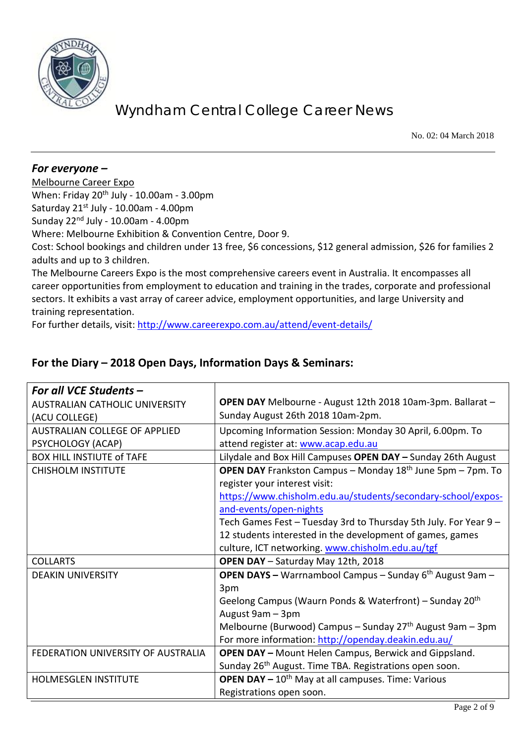# Wyndham Central College Career News

No. 02: 04 March 2018

### *For everyone –*

Melbourne Career Expo

When: Friday 20th July - 10.00am - 3.00pm
Saturday 21st July - 10.00am - 4.00pm
Sunday 22nd July - 10.00am - 4.00pm
Where: Melbourne Exhibition & Convention Centre, Door 9.
Cost: School bookings and children under 13 free, $6 concessions, $12 general admission, $26 for families 2 adults and up to 3 children.
The Melbourne Careers Expo is the most comprehensive careers event in Australia. It encompasses all career opportunities from employment to education and training in the trades, corporate and professional sectors. It exhibits a vast array of career advice, employment opportunities, and large University and training representation.
For further details, visit: http://www.careerexpo.com.au/attend/event-details/

## For the Diary – 2018 Open Days, Information Days & Seminars:

| ***For all VCE Students –*** AUSTRALIAN CATHOLIC UNIVERSITY (ACU COLLEGE) | **OPEN DAY** Melbourne - August 12th 2018 10am-3pm. Ballarat – Sunday August 26th 2018 10am-2pm. |
|---|---|
| AUSTRALIAN COLLEGE OF APPLIED PSYCHOLOGY (ACAP) | Upcoming Information Session: Monday 30 April, 6.00pm. To attend register at: www.acap.edu.au |
| BOX HILL INSTIUTE of TAFE | Lilydale and Box Hill Campuses **OPEN DAY –** Sunday 26th August |
| CHISHOLM INSTITUTE | **OPEN DAY** Frankston Campus – Monday 18th June 5pm – 7pm. To register your interest visit: https://www.chisholm.edu.au/students/secondary-school/expos-and-events/open-nights<br>Tech Games Fest – Tuesday 3rd to Thursday 5th July. For Year 9 – 12 students interested in the development of games, games culture, ICT networking. www.chisholm.edu.au/tgf |
| COLLARTS | **OPEN DAY** – Saturday May 12th, 2018 |
| DEAKIN UNIVERSITY | **OPEN DAYS –** Warrnambool Campus – Sunday 6th August 9am – 3pm<br>Geelong Campus (Waurn Ponds & Waterfront) – Sunday 20th August 9am – 3pm<br>Melbourne (Burwood) Campus – Sunday 27th August 9am – 3pm<br>For more information: http://openday.deakin.edu.au/ |
| FEDERATION UNIVERSITY OF AUSTRALIA | **OPEN DAY –** Mount Helen Campus, Berwick and Gippsland. Sunday 26th August. Time TBA. Registrations open soon. |
| HOLMESGLEN INSTITUTE | **OPEN DAY –** 10th May at all campuses. Time: Various Registrations open soon. |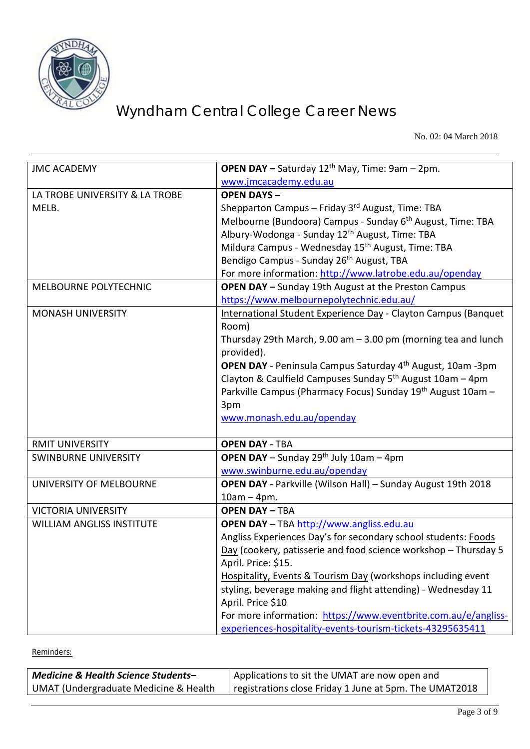| | |
|---|---|
| JMC ACADEMY | **OPEN DAY –** Saturday 12th May, Time: 9am – 2pm. www.jmcacademy.edu.au |
| LA TROBE UNIVERSITY & LA TROBE MELB. | **OPEN DAYS –** Shepparton Campus – Friday 3rd August, Time: TBA<br>Melbourne (Bundoora) Campus - Sunday 6th August, Time: TBA<br>Albury-Wodonga - Sunday 12th August, Time: TBA<br>Mildura Campus - Wednesday 15th August, Time: TBA<br>Bendigo Campus - Sunday 26th August, TBA<br>For more information: http://www.latrobe.edu.au/openday |
| MELBOURNE POLYTECHNIC | **OPEN DAY –** Sunday 19th August at the Preston Campus https://www.melbournepolytechnic.edu.au/ |
| MONASH UNIVERSITY | International Student Experience Day - Clayton Campus (Banquet Room)<br>Thursday 29th March, 9.00 am – 3.00 pm (morning tea and lunch provided).<br>**OPEN DAY** - Peninsula Campus Saturday 4th August, 10am -3pm<br>Clayton & Caulfield Campuses Sunday 5th August 10am – 4pm<br>Parkville Campus (Pharmacy Focus) Sunday 19th August 10am – 3pm<br>www.monash.edu.au/openday |
| RMIT UNIVERSITY | **OPEN DAY** - TBA |
| SWINBURNE UNIVERSITY | **OPEN DAY** – Sunday 29th July 10am – 4pm www.swinburne.edu.au/openday |
| UNIVERSITY OF MELBOURNE | **OPEN DAY** - Parkville (Wilson Hall) – Sunday August 19th 2018 10am – 4pm. |
| VICTORIA UNIVERSITY | **OPEN DAY –** TBA |
| WILLIAM ANGLISS INSTITUTE | **OPEN DAY** – TBA http://www.angliss.edu.au<br>Angliss Experiences Day's for secondary school students: Foods Day (cookery, patisserie and food science workshop – Thursday 5 April. Price: $15.<br>Hospitality, Events & Tourism Day (workshops including event styling, beverage making and flight attending) - Wednesday 11 April. Price $10<br>For more information: https://www.eventbrite.com.au/e/angliss-experiences-hospitality-events-tourism-tickets-43295635411 |

Reminders:

| | |
|---|---|
| ***Medicine & Health Science Students–*** UMAT (Undergraduate Medicine & Health | Applications to sit the UMAT are now open and registrations close Friday 1 June at 5pm. The UMAT2018 |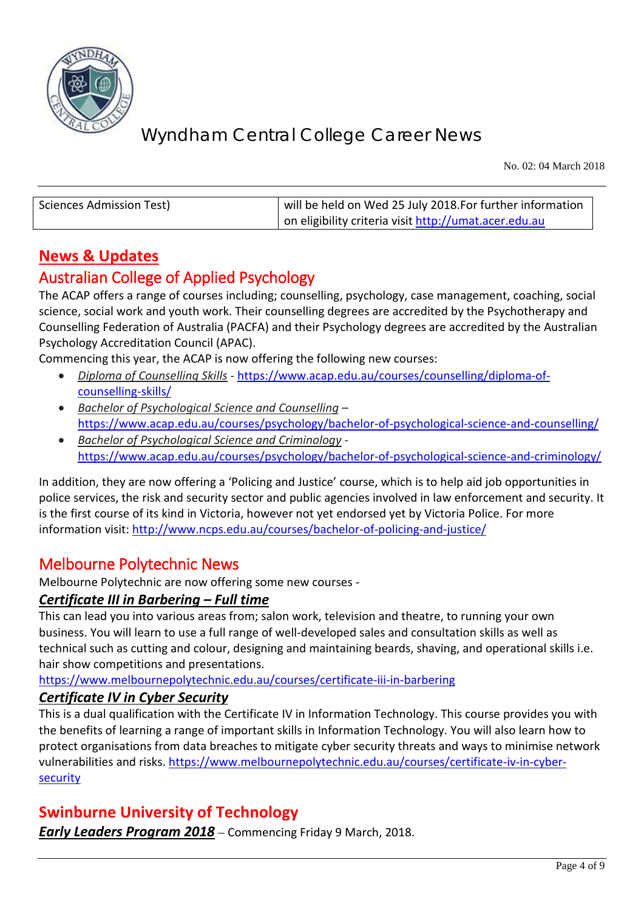| Sciences Admission Test) | will be held on Wed 25 July 2018.For further information on eligibility criteria visit http://umat.acer.edu.au |
|---|---|

## News & Updates

## Australian College of Applied Psychology

The ACAP offers a range of courses including; counselling, psychology, case management, coaching, social science, social work and youth work. Their counselling degrees are accredited by the Psychotherapy and Counselling Federation of Australia (PACFA) and their Psychology degrees are accredited by the Australian Psychology Accreditation Council (APAC).

Commencing this year, the ACAP is now offering the following new courses:

- *Diploma of Counselling Skills* - https://www.acap.edu.au/courses/counselling/diploma-of-counselling-skills/
- *Bachelor of Psychological Science and Counselling* – https://www.acap.edu.au/courses/psychology/bachelor-of-psychological-science-and-counselling/
- *Bachelor of Psychological Science and Criminology* - https://www.acap.edu.au/courses/psychology/bachelor-of-psychological-science-and-criminology/

In addition, they are now offering a 'Policing and Justice' course, which is to help aid job opportunities in police services, the risk and security sector and public agencies involved in law enforcement and security. It is the first course of its kind in Victoria, however not yet endorsed yet by Victoria Police. For more information visit: http://www.ncps.edu.au/courses/bachelor-of-policing-and-justice/

## Melbourne Polytechnic News

Melbourne Polytechnic are now offering some new courses -

### *Certificate III in Barbering – Full time*

This can lead you into various areas from; salon work, television and theatre, to running your own business. You will learn to use a full range of well-developed sales and consultation skills as well as technical such as cutting and colour, designing and maintaining beards, shaving, and operational skills i.e. hair show competitions and presentations.
https://www.melbournepolytechnic.edu.au/courses/certificate-iii-in-barbering

### *Certificate IV in Cyber Security*

This is a dual qualification with the Certificate IV in Information Technology. This course provides you with the benefits of learning a range of important skills in Information Technology. You will also learn how to protect organisations from data breaches to mitigate cyber security threats and ways to minimise network vulnerabilities and risks. https://www.melbournepolytechnic.edu.au/courses/certificate-iv-in-cyber-security

## Swinburne University of Technology

***Early Leaders Program 2018*** – Commencing Friday 9 March, 2018.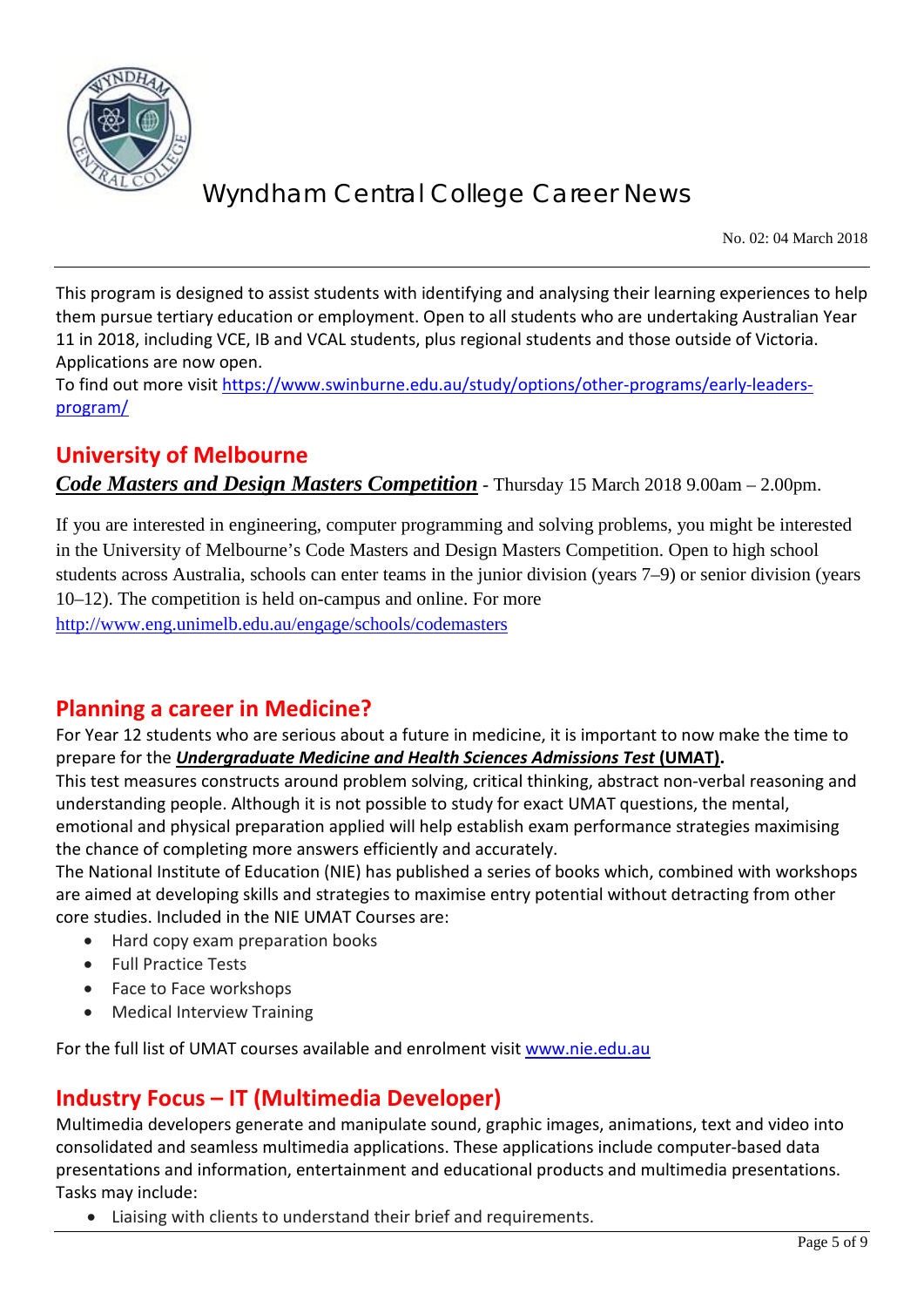This program is designed to assist students with identifying and analysing their learning experiences to help them pursue tertiary education or employment. Open to all students who are undertaking Australian Year 11 in 2018, including VCE, IB and VCAL students, plus regional students and those outside of Victoria. Applications are now open.
To find out more visit [https://www.swinburne.edu.au/study/options/other-programs/early-leaders-program/](https://www.swinburne.edu.au/study/options/other-programs/early-leaders-program/)

## University of Melbourne

***Code Masters and Design Masters Competition*** - Thursday 15 March 2018 9.00am – 2.00pm.

If you are interested in engineering, computer programming and solving problems, you might be interested in the University of Melbourne's Code Masters and Design Masters Competition. Open to high school students across Australia, schools can enter teams in the junior division (years 7–9) or senior division (years 10–12). The competition is held on-campus and online. For more
[http://www.eng.unimelb.edu.au/engage/schools/codemasters](http://www.eng.unimelb.edu.au/engage/schools/codemasters)

## Planning a career in Medicine?

For Year 12 students who are serious about a future in medicine, it is important to now make the time to prepare for the ***Undergraduate Medicine and Health Sciences Admissions Test* (UMAT).**
This test measures constructs around problem solving, critical thinking, abstract non-verbal reasoning and understanding people. Although it is not possible to study for exact UMAT questions, the mental, emotional and physical preparation applied will help establish exam performance strategies maximising the chance of completing more answers efficiently and accurately.
The National Institute of Education (NIE) has published a series of books which, combined with workshops are aimed at developing skills and strategies to maximise entry potential without detracting from other core studies. Included in the NIE UMAT Courses are:

- Hard copy exam preparation books
- Full Practice Tests
- Face to Face workshops
- Medical Interview Training

For the full list of UMAT courses available and enrolment visit [www.nie.edu.au](http://www.nie.edu.au)

## Industry Focus – IT (Multimedia Developer)

Multimedia developers generate and manipulate sound, graphic images, animations, text and video into consolidated and seamless multimedia applications. These applications include computer-based data presentations and information, entertainment and educational products and multimedia presentations. Tasks may include:

- Liaising with clients to understand their brief and requirements.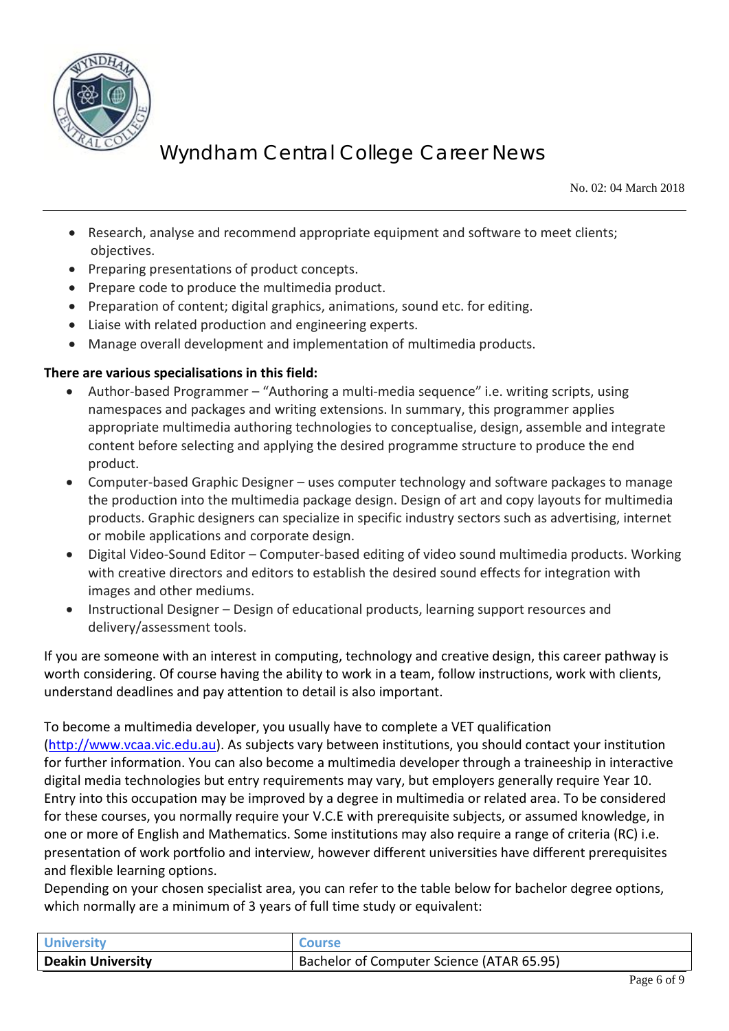- Research, analyse and recommend appropriate equipment and software to meet clients; objectives.
- Preparing presentations of product concepts.
- Prepare code to produce the multimedia product.
- Preparation of content; digital graphics, animations, sound etc. for editing.
- Liaise with related production and engineering experts.
- Manage overall development and implementation of multimedia products.

**There are various specialisations in this field:**

- Author-based Programmer – "Authoring a multi-media sequence" i.e. writing scripts, using namespaces and packages and writing extensions. In summary, this programmer applies appropriate multimedia authoring technologies to conceptualise, design, assemble and integrate content before selecting and applying the desired programme structure to produce the end product.
- Computer-based Graphic Designer – uses computer technology and software packages to manage the production into the multimedia package design. Design of art and copy layouts for multimedia products. Graphic designers can specialize in specific industry sectors such as advertising, internet or mobile applications and corporate design.
- Digital Video-Sound Editor – Computer-based editing of video sound multimedia products. Working with creative directors and editors to establish the desired sound effects for integration with images and other mediums.
- Instructional Designer – Design of educational products, learning support resources and delivery/assessment tools.

If you are someone with an interest in computing, technology and creative design, this career pathway is worth considering. Of course having the ability to work in a team, follow instructions, work with clients, understand deadlines and pay attention to detail is also important.

To become a multimedia developer, you usually have to complete a VET qualification (http://www.vcaa.vic.edu.au). As subjects vary between institutions, you should contact your institution for further information. You can also become a multimedia developer through a traineeship in interactive digital media technologies but entry requirements may vary, but employers generally require Year 10. Entry into this occupation may be improved by a degree in multimedia or related area. To be considered for these courses, you normally require your V.C.E with prerequisite subjects, or assumed knowledge, in one or more of English and Mathematics. Some institutions may also require a range of criteria (RC) i.e. presentation of work portfolio and interview, however different universities have different prerequisites and flexible learning options.

Depending on your chosen specialist area, you can refer to the table below for bachelor degree options, which normally are a minimum of 3 years of full time study or equivalent:

| University | Course |
|---|---|
| **Deakin University** | Bachelor of Computer Science (ATAR 65.95) |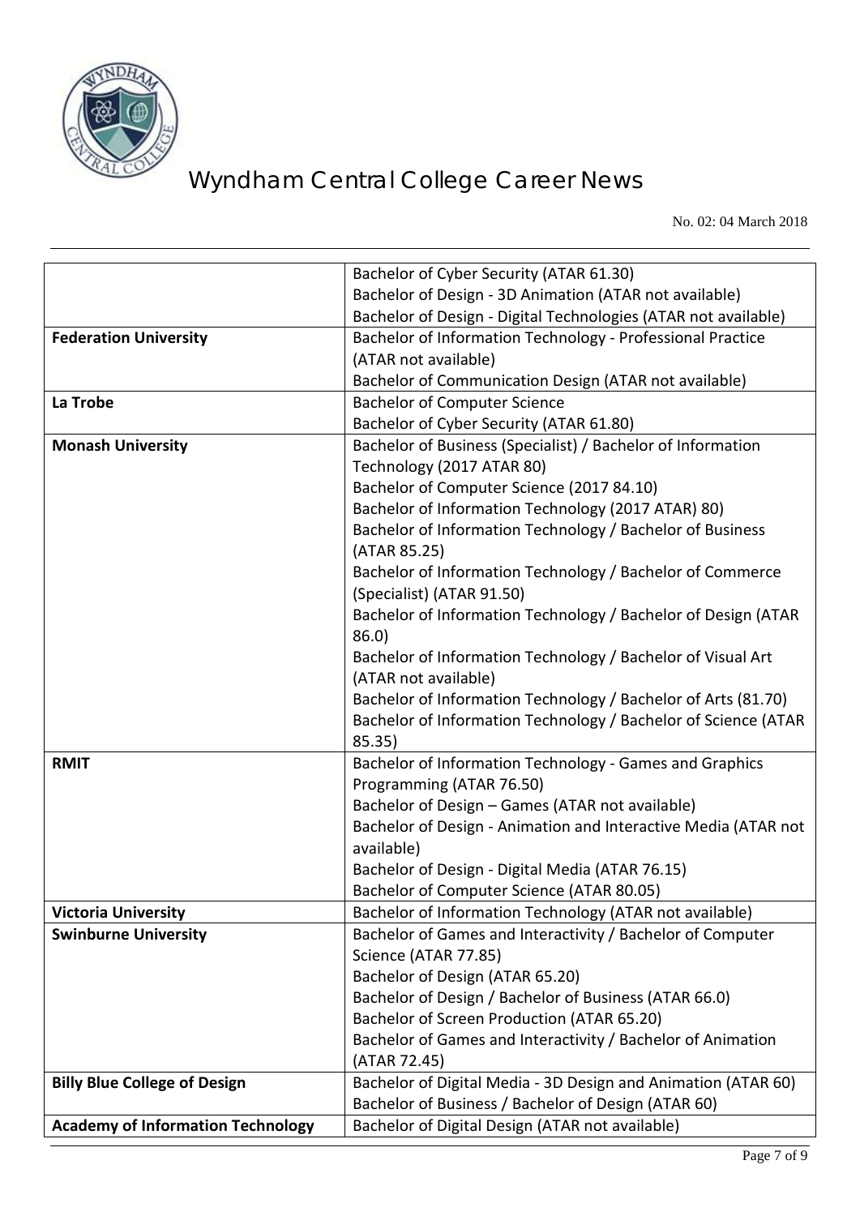| | |
|---|---|
| | Bachelor of Cyber Security (ATAR 61.30)<br>Bachelor of Design - 3D Animation (ATAR not available)<br>Bachelor of Design - Digital Technologies (ATAR not available) |
| **Federation University** | Bachelor of Information Technology - Professional Practice (ATAR not available)<br>Bachelor of Communication Design (ATAR not available) |
| **La Trobe** | Bachelor of Computer Science<br>Bachelor of Cyber Security (ATAR 61.80) |
| **Monash University** | Bachelor of Business (Specialist) / Bachelor of Information Technology (2017 ATAR 80)<br>Bachelor of Computer Science (2017 84.10)<br>Bachelor of Information Technology (2017 ATAR) 80)<br>Bachelor of Information Technology / Bachelor of Business (ATAR 85.25)<br>Bachelor of Information Technology / Bachelor of Commerce (Specialist) (ATAR 91.50)<br>Bachelor of Information Technology / Bachelor of Design (ATAR 86.0)<br>Bachelor of Information Technology / Bachelor of Visual Art (ATAR not available)<br>Bachelor of Information Technology / Bachelor of Arts (81.70)<br>Bachelor of Information Technology / Bachelor of Science (ATAR 85.35) |
| **RMIT** | Bachelor of Information Technology - Games and Graphics Programming (ATAR 76.50)<br>Bachelor of Design – Games (ATAR not available)<br>Bachelor of Design - Animation and Interactive Media (ATAR not available)<br>Bachelor of Design - Digital Media (ATAR 76.15)<br>Bachelor of Computer Science (ATAR 80.05) |
| **Victoria University** | Bachelor of Information Technology (ATAR not available) |
| **Swinburne University** | Bachelor of Games and Interactivity / Bachelor of Computer Science (ATAR 77.85)<br>Bachelor of Design (ATAR 65.20)<br>Bachelor of Design / Bachelor of Business (ATAR 66.0)<br>Bachelor of Screen Production (ATAR 65.20)<br>Bachelor of Games and Interactivity / Bachelor of Animation (ATAR 72.45) |
| **Billy Blue College of Design** | Bachelor of Digital Media - 3D Design and Animation (ATAR 60)<br>Bachelor of Business / Bachelor of Design (ATAR 60) |
| **Academy of Information Technology** | Bachelor of Digital Design (ATAR not available) |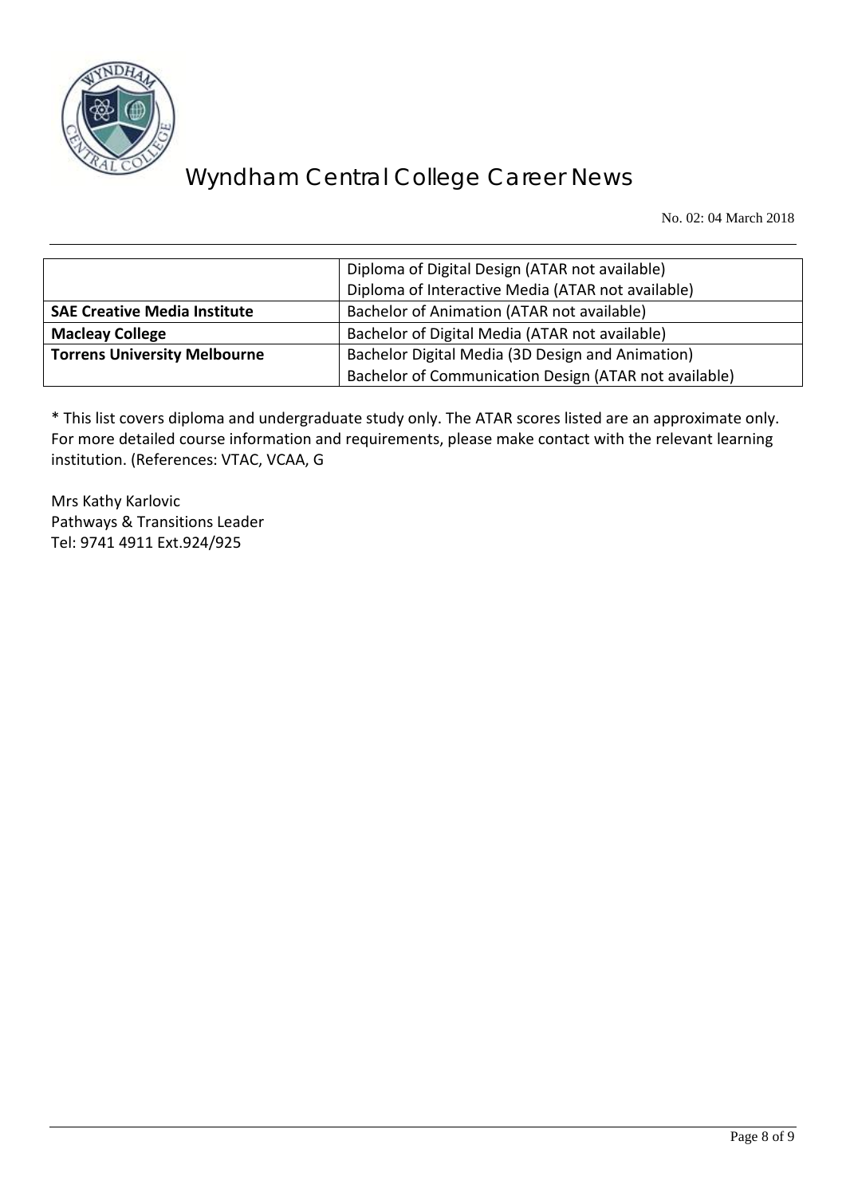| | |
|---|---|
| | Diploma of Digital Design (ATAR not available)<br>Diploma of Interactive Media (ATAR not available) |
| **SAE Creative Media Institute** | Bachelor of Animation (ATAR not available) |
| **Macleay College** | Bachelor of Digital Media (ATAR not available) |
| **Torrens University Melbourne** | Bachelor Digital Media (3D Design and Animation)<br>Bachelor of Communication Design (ATAR not available) |

* This list covers diploma and undergraduate study only. The ATAR scores listed are an approximate only. For more detailed course information and requirements, please make contact with the relevant learning institution. (References: VTAC, VCAA, G

Mrs Kathy Karlovic
Pathways & Transitions Leader
Tel: 9741 4911 Ext.924/925